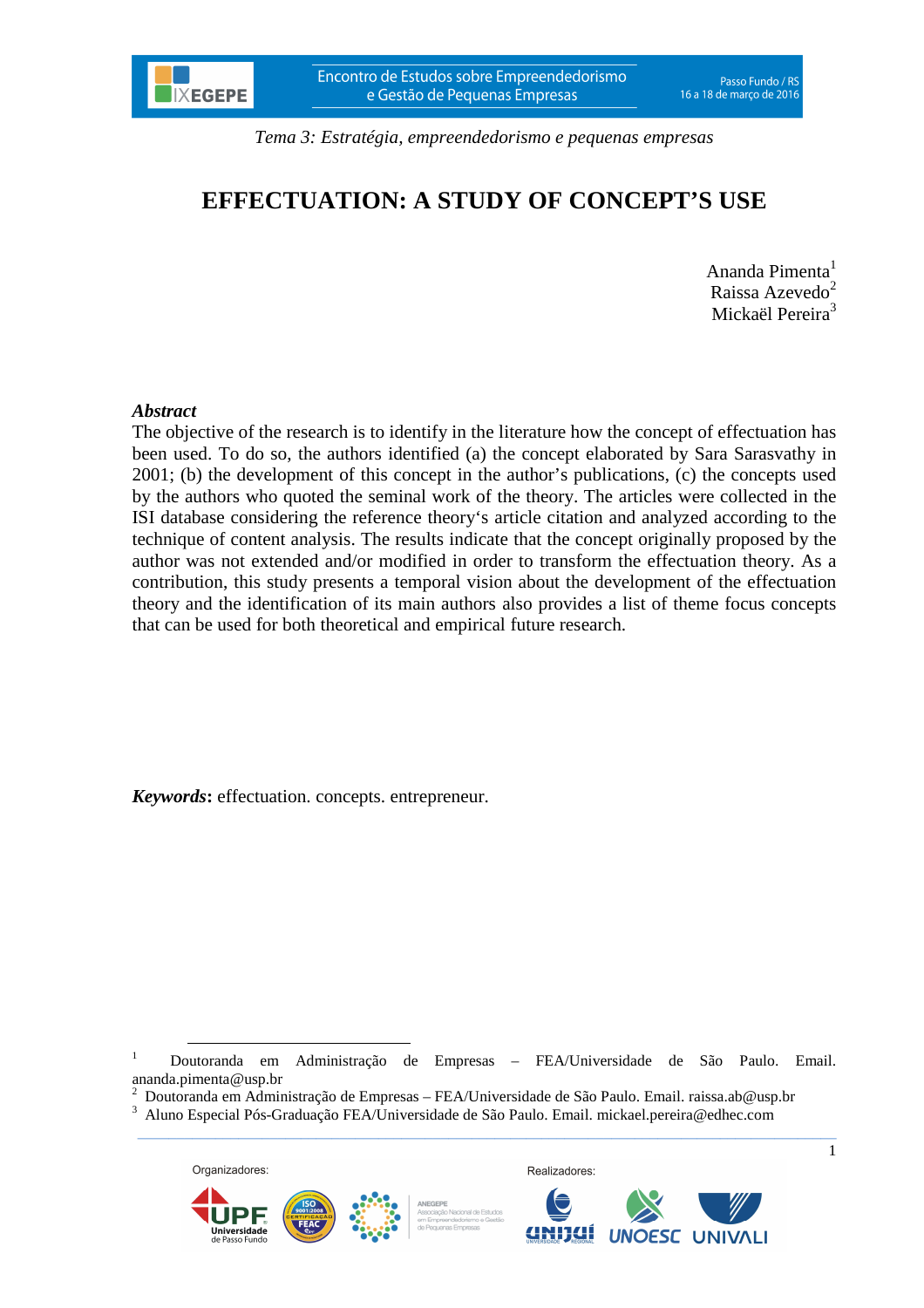*Tema 3: Estratégia, empreendedorismo e pequenas empresas*

# EFFECTUATION: A STUDY OF CONCEPT'S USE

Ananda Pimenta[1]
Raissa Azevedo[2]
Mickaël Pereira[3]

***Abstract***

The objective of the research is to identify in the literature how the concept of effectuation has been used. To do so, the authors identified (a) the concept elaborated by Sara Sarasvathy in 2001; (b) the development of this concept in the author's publications, (c) the concepts used by the authors who quoted the seminal work of the theory. The articles were collected in the ISI database considering the reference theory's article citation and analyzed according to the technique of content analysis. The results indicate that the concept originally proposed by the author was not extended and/or modified in order to transform the effectuation theory. As a contribution, this study presents a temporal vision about the development of the effectuation theory and the identification of its main authors also provides a list of theme focus concepts that can be used for both theoretical and empirical future research.

***Keywords*:** effectuation. concepts. entrepreneur.

---

[1] Doutoranda em Administração de Empresas – FEA/Universidade de São Paulo. Email. ananda.pimenta@usp.br

[2] Doutoranda em Administração de Empresas – FEA/Universidade de São Paulo. Email. raissa.ab@usp.br

[3] Aluno Especial Pós-Graduação FEA/Universidade de São Paulo. Email. mickael.pereira@edhec.com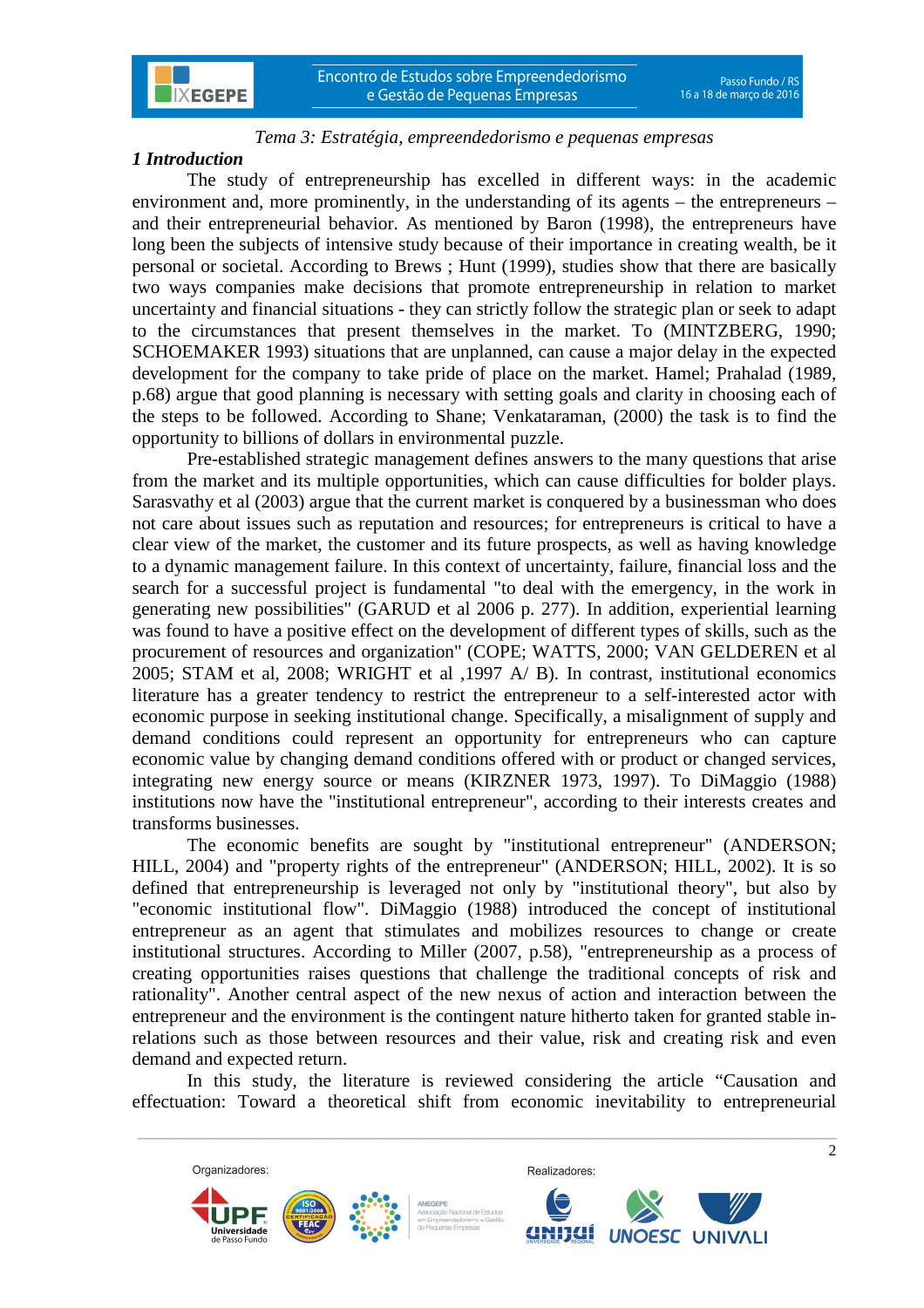*Tema 3: Estratégia, empreendedorismo e pequenas empresas*

## *1 Introduction*

The study of entrepreneurship has excelled in different ways: in the academic environment and, more prominently, in the understanding of its agents – the entrepreneurs – and their entrepreneurial behavior. As mentioned by Baron (1998), the entrepreneurs have long been the subjects of intensive study because of their importance in creating wealth, be it personal or societal. According to Brews ; Hunt (1999), studies show that there are basically two ways companies make decisions that promote entrepreneurship in relation to market uncertainty and financial situations - they can strictly follow the strategic plan or seek to adapt to the circumstances that present themselves in the market. To (MINTZBERG, 1990; SCHOEMAKER 1993) situations that are unplanned, can cause a major delay in the expected development for the company to take pride of place on the market. Hamel; Prahalad (1989, p.68) argue that good planning is necessary with setting goals and clarity in choosing each of the steps to be followed. According to Shane; Venkataraman, (2000) the task is to find the opportunity to billions of dollars in environmental puzzle.

Pre-established strategic management defines answers to the many questions that arise from the market and its multiple opportunities, which can cause difficulties for bolder plays. Sarasvathy et al (2003) argue that the current market is conquered by a businessman who does not care about issues such as reputation and resources; for entrepreneurs is critical to have a clear view of the market, the customer and its future prospects, as well as having knowledge to a dynamic management failure. In this context of uncertainty, failure, financial loss and the search for a successful project is fundamental "to deal with the emergency, in the work in generating new possibilities" (GARUD et al 2006 p. 277). In addition, experiential learning was found to have a positive effect on the development of different types of skills, such as the procurement of resources and organization" (COPE; WATTS, 2000; VAN GELDEREN et al 2005; STAM et al, 2008; WRIGHT et al ,1997 A/ B). In contrast, institutional economics literature has a greater tendency to restrict the entrepreneur to a self-interested actor with economic purpose in seeking institutional change. Specifically, a misalignment of supply and demand conditions could represent an opportunity for entrepreneurs who can capture economic value by changing demand conditions offered with or product or changed services, integrating new energy source or means (KIRZNER 1973, 1997). To DiMaggio (1988) institutions now have the "institutional entrepreneur", according to their interests creates and transforms businesses.

The economic benefits are sought by "institutional entrepreneur" (ANDERSON; HILL, 2004) and "property rights of the entrepreneur" (ANDERSON; HILL, 2002). It is so defined that entrepreneurship is leveraged not only by "institutional theory", but also by "economic institutional flow". DiMaggio (1988) introduced the concept of institutional entrepreneur as an agent that stimulates and mobilizes resources to change or create institutional structures. According to Miller (2007, p.58), "entrepreneurship as a process of creating opportunities raises questions that challenge the traditional concepts of risk and rationality". Another central aspect of the new nexus of action and interaction between the entrepreneur and the environment is the contingent nature hitherto taken for granted stable in-relations such as those between resources and their value, risk and creating risk and even demand and expected return.

In this study, the literature is reviewed considering the article “Causation and effectuation: Toward a theoretical shift from economic inevitability to entrepreneurial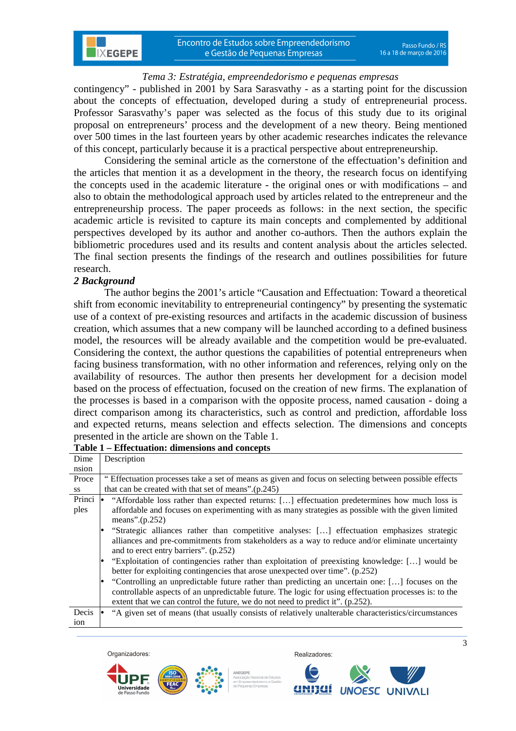*Tema 3: Estratégia, empreendedorismo e pequenas empresas*

contingency" - published in 2001 by Sara Sarasvathy - as a starting point for the discussion about the concepts of effectuation, developed during a study of entrepreneurial process. Professor Sarasvathy's paper was selected as the focus of this study due to its original proposal on entrepreneurs' process and the development of a new theory. Being mentioned over 500 times in the last fourteen years by other academic researches indicates the relevance of this concept, particularly because it is a practical perspective about entrepreneurship.

Considering the seminal article as the cornerstone of the effectuation's definition and the articles that mention it as a development in the theory, the research focus on identifying the concepts used in the academic literature - the original ones or with modifications – and also to obtain the methodological approach used by articles related to the entrepreneur and the entrepreneurship process. The paper proceeds as follows: in the next section, the specific academic article is revisited to capture its main concepts and complemented by additional perspectives developed by its author and another co-authors. Then the authors explain the bibliometric procedures used and its results and content analysis about the articles selected. The final section presents the findings of the research and outlines possibilities for future research.

## 2 Background

The author begins the 2001's article "Causation and Effectuation: Toward a theoretical shift from economic inevitability to entrepreneurial contingency" by presenting the systematic use of a context of pre-existing resources and artifacts in the academic discussion of business creation, which assumes that a new company will be launched according to a defined business model, the resources will be already available and the competition would be pre-evaluated. Considering the context, the author questions the capabilities of potential entrepreneurs when facing business transformation, with no other information and references, relying only on the availability of resources. The author then presents her development for a decision model based on the process of effectuation, focused on the creation of new firms. The explanation of the processes is based in a comparison with the opposite process, named causation - doing a direct comparison among its characteristics, such as control and prediction, affordable loss and expected returns, means selection and effects selection. The dimensions and concepts presented in the article are shown on the Table 1.

**Table 1 – Effectuation: dimensions and concepts**

| Dimension | Description |
|---|---|
| Process | " Effectuation processes take a set of means as given and focus on selecting between possible effects that can be created with that set of means".(p.245) |
| Principles | • "Affordable loss rather than expected returns: […] effectuation predetermines how much loss is affordable and focuses on experimenting with as many strategies as possible with the given limited means".(p.252)<br>• "Strategic alliances rather than competitive analyses: […] effectuation emphasizes strategic alliances and pre-commitments from stakeholders as a way to reduce and/or eliminate uncertainty and to erect entry barriers". (p.252)<br>• "Exploitation of contingencies rather than exploitation of preexisting knowledge: […] would be better for exploiting contingencies that arose unexpected over time". (p.252)<br>• "Controlling an unpredictable future rather than predicting an uncertain one: […] focuses on the controllable aspects of an unpredictable future. The logic for using effectuation processes is: to the extent that we can control the future, we do not need to predict it". (p.252). |
| Decision | • "A given set of means (that usually consists of relatively unalterable characteristics/circumstances |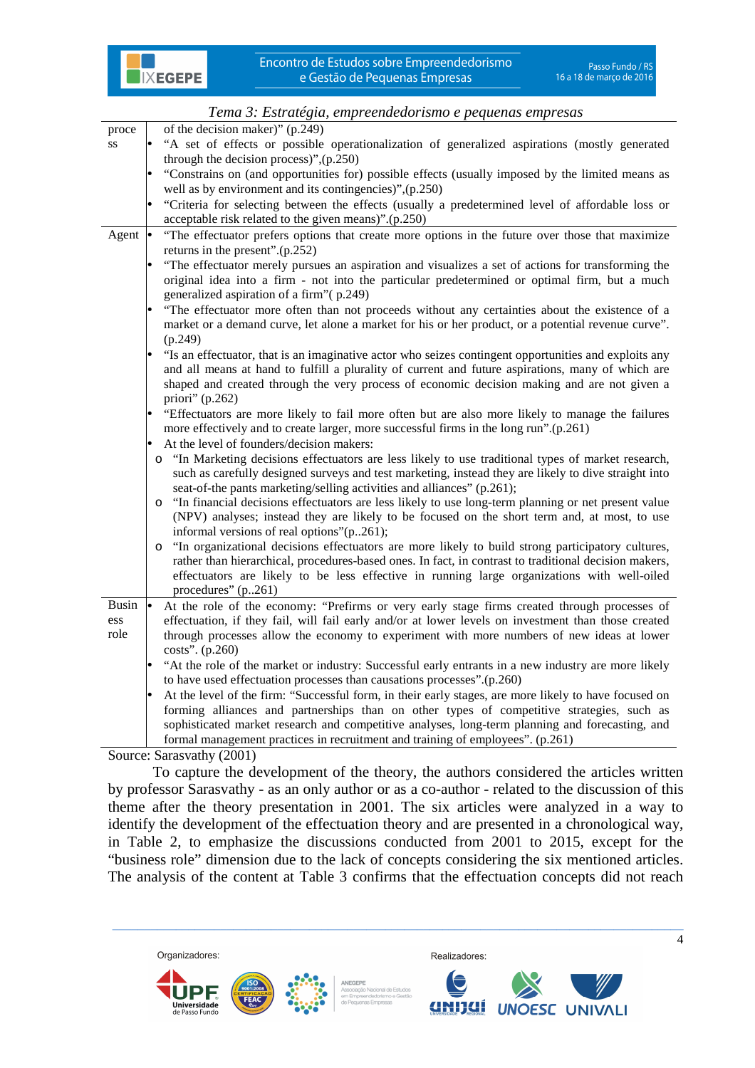*Tema 3: Estratégia, empreendedorismo e pequenas empresas*

| | |
|---|---|
| process | of the decision maker)” (p.249)<br>• “A set of effects or possible operationalization of generalized aspirations (mostly generated through the decision process)”,(p.250)<br>• “Constrains on (and opportunities for) possible effects (usually imposed by the limited means as well as by environment and its contingencies)”,(p.250)<br>• “Criteria for selecting between the effects (usually a predetermined level of affordable loss or acceptable risk related to the given means)”.(p.250) |
| Agent | • “The effectuator prefers options that create more options in the future over those that maximize returns in the present”.(p.252)<br>• “The effectuator merely pursues an aspiration and visualizes a set of actions for transforming the original idea into a firm - not into the particular predetermined or optimal firm, but a much generalized aspiration of a firm”( p.249)<br>• “The effectuator more often than not proceeds without any certainties about the existence of a market or a demand curve, let alone a market for his or her product, or a potential revenue curve”. (p.249)<br>• “Is an effectuator, that is an imaginative actor who seizes contingent opportunities and exploits any and all means at hand to fulfill a plurality of current and future aspirations, many of which are shaped and created through the very process of economic decision making and are not given a priori” (p.262)<br>• “Effectuators are more likely to fail more often but are also more likely to manage the failures more effectively and to create larger, more successful firms in the long run”.(p.261)<br>• At the level of founders/decision makers:<br>o “In Marketing decisions effectuators are less likely to use traditional types of market research, such as carefully designed surveys and test marketing, instead they are likely to dive straight into seat-of-the pants marketing/selling activities and alliances” (p.261);<br>o “In financial decisions effectuators are less likely to use long-term planning or net present value (NPV) analyses; instead they are likely to be focused on the short term and, at most, to use informal versions of real options”(p..261);<br>o “In organizational decisions effectuators are more likely to build strong participatory cultures, rather than hierarchical, procedures-based ones. In fact, in contrast to traditional decision makers, effectuators are likely to be less effective in running large organizations with well-oiled procedures” (p..261) |
| Business role | • At the role of the economy: “Prefirms or very early stage firms created through processes of effectuation, if they fail, will fail early and/or at lower levels on investment than those created through processes allow the economy to experiment with more numbers of new ideas at lower costs”. (p.260)<br>• “At the role of the market or industry: Successful early entrants in a new industry are more likely to have used effectuation processes than causations processes”.(p.260)<br>• At the level of the firm: “Successful form, in their early stages, are more likely to have focused on forming alliances and partnerships than on other types of competitive strategies, such as sophisticated market research and competitive analyses, long-term planning and forecasting, and formal management practices in recruitment and training of employees”. (p.261) |

Source: Sarasvathy (2001)

To capture the development of the theory, the authors considered the articles written by professor Sarasvathy - as an only author or as a co-author - related to the discussion of this theme after the theory presentation in 2001. The six articles were analyzed in a way to identify the development of the effectuation theory and are presented in a chronological way, in Table 2, to emphasize the discussions conducted from 2001 to 2015, except for the “business role” dimension due to the lack of concepts considering the six mentioned articles. The analysis of the content at Table 3 confirms that the effectuation concepts did not reach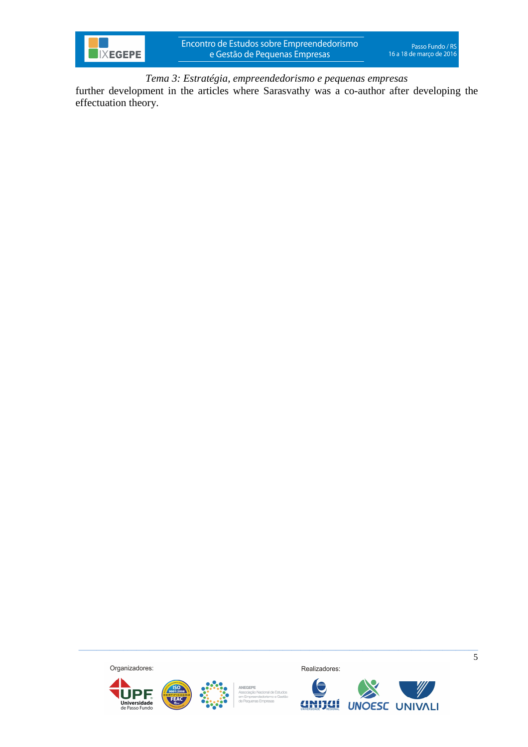further development in the articles where Sarasvathy was a co-author after developing the effectuation theory.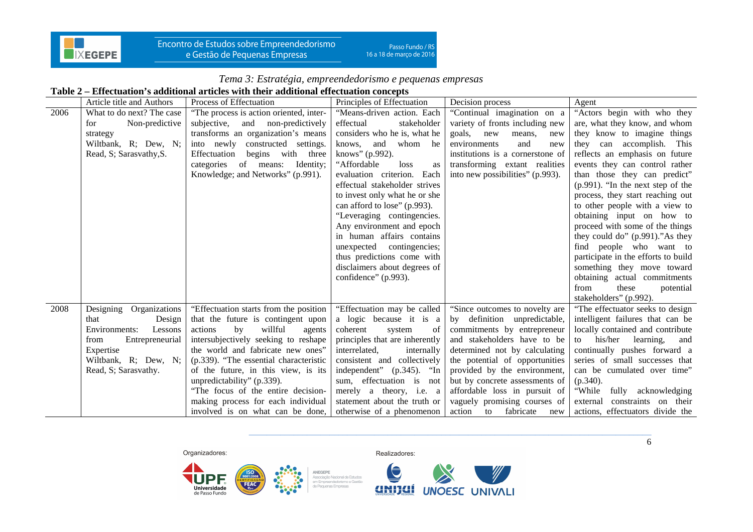*Tema 3: Estratégia, empreendedorismo e pequenas empresas*

**Table 2 – Effectuation's additional articles with their additional effectuation concepts**

| | Article title and Authors | Process of Effectuation | Principles of Effectuation | Decision process | Agent |
|---|---|---|---|---|---|
| 2006 | What to do next? The case for Non-predictive strategy Wiltbank, R; Dew, N; Read, S; Sarasvathy,S. | "The process is action oriented, inter-subjective, and non-predictively transforms an organization's means into newly constructed settings. Effectuation begins with three categories of means: Identity; Knowledge; and Networks" (p.991). | "Means-driven action. Each effectual stakeholder considers who he is, what he knows, and whom he knows" (p.992). "Affordable loss as evaluation criterion. Each effectual stakeholder strives to invest only what he or she can afford to lose" (p.993). "Leveraging contingencies. Any environment and epoch in human affairs contains unexpected contingencies; thus predictions come with disclaimers about degrees of confidence" (p.993). | "Continual imagination on a variety of fronts including new goals, new means, new environments and new institutions is a cornerstone of transforming extant realities into new possibilities" (p.993). | "Actors begin with who they are, what they know, and whom they know to imagine things they can accomplish. This reflects an emphasis on future events they can control rather than those they can predict" (p.991). "In the next step of the process, they start reaching out to other people with a view to obtaining input on how to proceed with some of the things they could do" (p.991)."As they find people who want to participate in the efforts to build something they move toward obtaining actual commitments from these potential stakeholders" (p.992). |
| 2008 | Designing Organizations that Design Environments: Lessons from Entrepreneurial Expertise Wiltbank, R; Dew, N; Read, S; Sarasvathy. | "Effectuation starts from the position that the future is contingent upon actions by willful agents intersubjectively seeking to reshape the world and fabricate new ones" (p.339). "The essential characteristic of the future, in this view, is its unpredictability" (p.339). "The focus of the entire decision-making process for each individual involved is on what can be done, | "Effectuation may be called a logic because it is a coherent system of principles that are inherently interrelated, internally consistent and collectively independent" (p.345). "In sum, effectuation is not merely a theory, i.e. a statement about the truth or otherwise of a phenomenon | "Since outcomes to novelty are by definition unpredictable, commitments by entrepreneur and stakeholders have to be determined not by calculating the potential of opportunities provided by the environment, but by concrete assessments of affordable loss in pursuit of vaguely promising courses of action to fabricate new | "The effectuator seeks to design intelligent failures that can be locally contained and contribute to his/her learning, and continually pushes forward a series of small successes that can be cumulated over time" (p.340). "While fully acknowledging external constraints on their actions, effectuators divide the |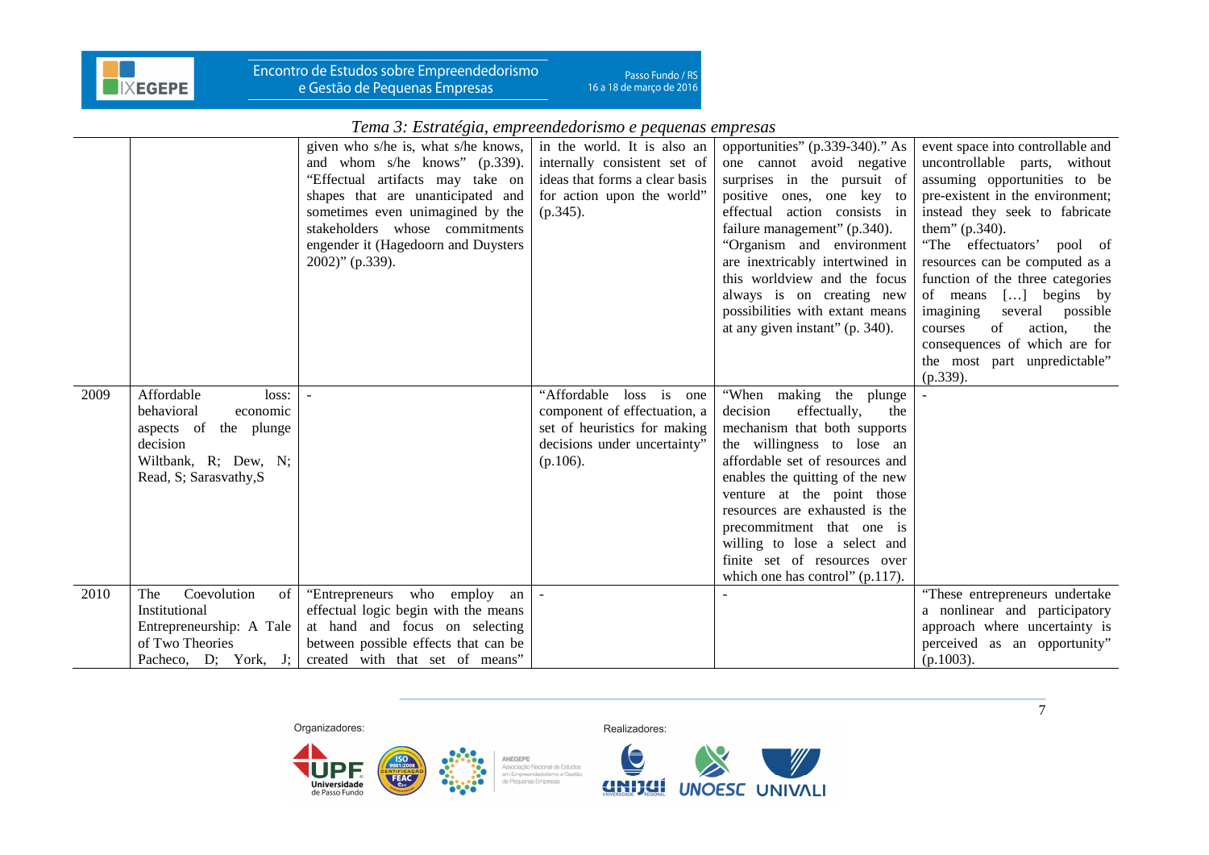*Tema 3: Estratégia, empreendedorismo e pequenas empresas*

| | | | | | |
|---|---|---|---|---|---|
| | | given who s/he is, what s/he knows, and whom s/he knows" (p.339). "Effectual artifacts may take on shapes that are unanticipated and sometimes even unimagined by the stakeholders whose commitments engender it (Hagedoorn and Duysters 2002)" (p.339). | in the world. It is also an internally consistent set of ideas that forms a clear basis for action upon the world" (p.345). | opportunities" (p.339-340)." As one cannot avoid negative surprises in the pursuit of positive ones, one key to effectual action consists in failure management" (p.340). "Organism and environment are inextricably intertwined in this worldview and the focus always is on creating new possibilities with extant means at any given instant" (p. 340). | event space into controllable and uncontrollable parts, without assuming opportunities to be pre-existent in the environment; instead they seek to fabricate them" (p.340). "The effectuators' pool of resources can be computed as a function of the three categories of means […] begins by imagining several possible courses of action, the consequences of which are for the most part unpredictable" (p.339). |
| 2009 | Affordable loss: behavioral economic aspects of the plunge decision Wiltbank, R; Dew, N; Read, S; Sarasvathy,S | - | "Affordable loss is one component of effectuation, a set of heuristics for making decisions under uncertainty" (p.106). | "When making the plunge decision effectually, the mechanism that both supports the willingness to lose an affordable set of resources and enables the quitting of the new venture at the point those resources are exhausted is the precommitment that one is willing to lose a select and finite set of resources over which one has control" (p.117). | - |
| 2010 | The Coevolution of Institutional Entrepreneurship: A Tale of Two Theories Pacheco, D; York, J; | "Entrepreneurs who employ an effectual logic begin with the means at hand and focus on selecting between possible effects that can be created with that set of means" | - | - | "These entrepreneurs undertake a nonlinear and participatory approach where uncertainty is perceived as an opportunity" (p.1003). |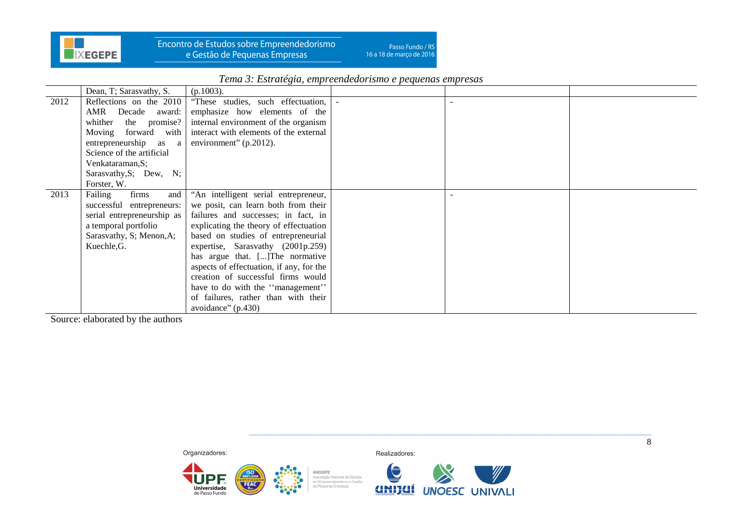| | | | | | |
|---|---|---|---|---|---|
| | Dean, T; Sarasvathy, S. | (p.1003). | | | |
| 2012 | Reflections on the 2010 AMR Decade award: whither the promise? Moving forward with entrepreneurship as a Science of the artificial Venkataraman,S; Sarasvathy,S; Dew, N; Forster, W. | "These studies, such effectuation, emphasize how elements of the internal environment of the organism interact with elements of the external environment" (p.2012). | - | - | |
| 2013 | Failing firms and successful entrepreneurs: serial entrepreneurship as a temporal portfolio Sarasvathy, S; Menon,A; Kuechle,G. | "An intelligent serial entrepreneur, we posit, can learn both from their failures and successes; in fact, in explicating the theory of effectuation based on studies of entrepreneurial expertise, Sarasvathy (2001p.259) has argue that. [...]The normative aspects of effectuation, if any, for the creation of successful firms would have to do with the ''management'' of failures, rather than with their avoidance" (p.430) | | - | |

Source: elaborated by the authors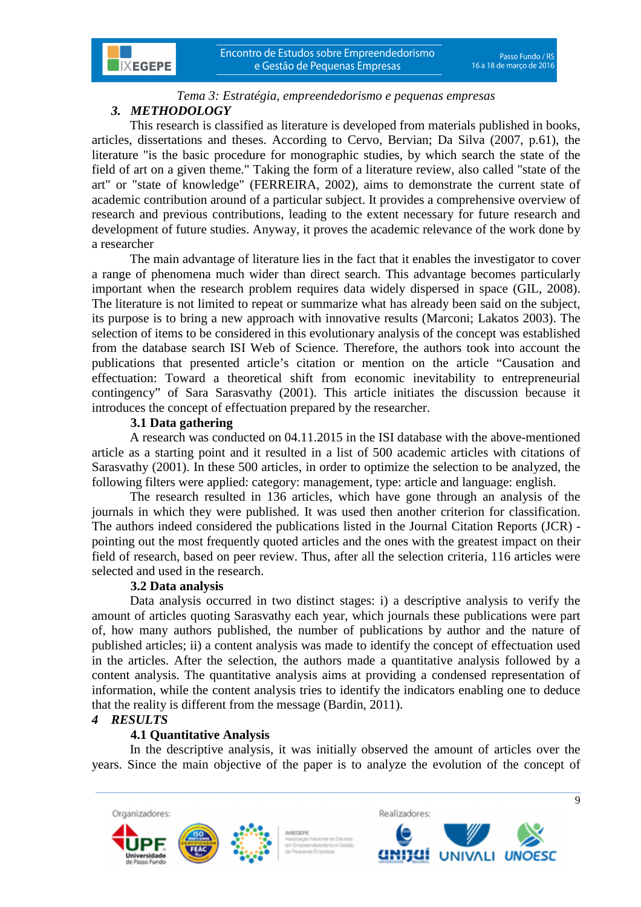*Tema 3: Estratégia, empreendedorismo e pequenas empresas*

## 3. METHODOLOGY

This research is classified as literature is developed from materials published in books, articles, dissertations and theses. According to Cervo, Bervian; Da Silva (2007, p.61), the literature "is the basic procedure for monographic studies, by which search the state of the field of art on a given theme." Taking the form of a literature review, also called "state of the art" or "state of knowledge" (FERREIRA, 2002), aims to demonstrate the current state of academic contribution around of a particular subject. It provides a comprehensive overview of research and previous contributions, leading to the extent necessary for future research and development of future studies. Anyway, it proves the academic relevance of the work done by a researcher

The main advantage of literature lies in the fact that it enables the investigator to cover a range of phenomena much wider than direct search. This advantage becomes particularly important when the research problem requires data widely dispersed in space (GIL, 2008). The literature is not limited to repeat or summarize what has already been said on the subject, its purpose is to bring a new approach with innovative results (Marconi; Lakatos 2003). The selection of items to be considered in this evolutionary analysis of the concept was established from the database search ISI Web of Science. Therefore, the authors took into account the publications that presented article's citation or mention on the article "Causation and effectuation: Toward a theoretical shift from economic inevitability to entrepreneurial contingency" of Sara Sarasvathy (2001). This article initiates the discussion because it introduces the concept of effectuation prepared by the researcher.

### 3.1 Data gathering

A research was conducted on 04.11.2015 in the ISI database with the above-mentioned article as a starting point and it resulted in a list of 500 academic articles with citations of Sarasvathy (2001). In these 500 articles, in order to optimize the selection to be analyzed, the following filters were applied: category: management, type: article and language: english.

The research resulted in 136 articles, which have gone through an analysis of the journals in which they were published. It was used then another criterion for classification. The authors indeed considered the publications listed in the Journal Citation Reports (JCR) - pointing out the most frequently quoted articles and the ones with the greatest impact on their field of research, based on peer review. Thus, after all the selection criteria, 116 articles were selected and used in the research.

### 3.2 Data analysis

Data analysis occurred in two distinct stages: i) a descriptive analysis to verify the amount of articles quoting Sarasvathy each year, which journals these publications were part of, how many authors published, the number of publications by author and the nature of published articles; ii) a content analysis was made to identify the concept of effectuation used in the articles. After the selection, the authors made a quantitative analysis followed by a content analysis. The quantitative analysis aims at providing a condensed representation of information, while the content analysis tries to identify the indicators enabling one to deduce that the reality is different from the message (Bardin, 2011).

## 4 RESULTS

### 4.1 Quantitative Analysis

In the descriptive analysis, it was initially observed the amount of articles over the years. Since the main objective of the paper is to analyze the evolution of the concept of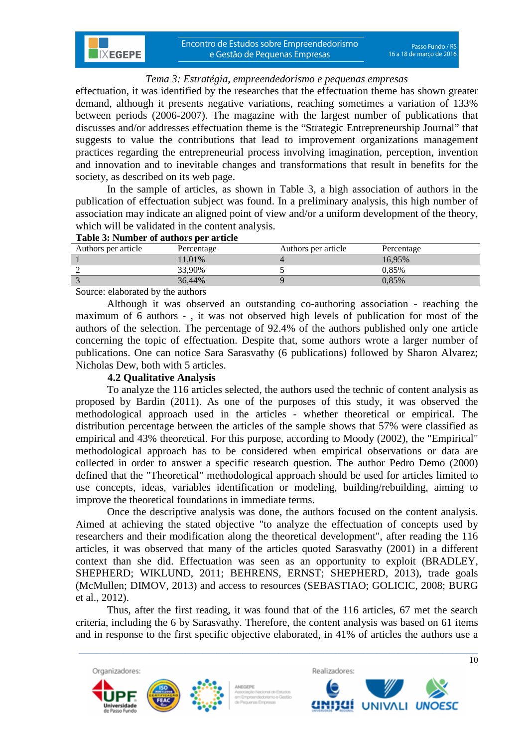effectuation, it was identified by the researches that the effectuation theme has shown greater demand, although it presents negative variations, reaching sometimes a variation of 133% between periods (2006-2007). The magazine with the largest number of publications that discusses and/or addresses effectuation theme is the "Strategic Entrepreneurship Journal" that suggests to value the contributions that lead to improvement organizations management practices regarding the entrepreneurial process involving imagination, perception, invention and innovation and to inevitable changes and transformations that result in benefits for the society, as described on its web page.

In the sample of articles, as shown in Table 3, a high association of authors in the publication of effectuation subject was found. In a preliminary analysis, this high number of association may indicate an aligned point of view and/or a uniform development of the theory, which will be validated in the content analysis.

**Table 3: Number of authors per article**

| Authors per article | Percentage | Authors per article | Percentage |
|---|---|---|---|
| 1 | 11,01% | 4 | 16,95% |
| 2 | 33,90% | 5 | 0,85% |
| 3 | 36,44% | 9 | 0,85% |

Source: elaborated by the authors

Although it was observed an outstanding co-authoring association - reaching the maximum of 6 authors - , it was not observed high levels of publication for most of the authors of the selection. The percentage of 92.4% of the authors published only one article concerning the topic of effectuation. Despite that, some authors wrote a larger number of publications. One can notice Sara Sarasvathy (6 publications) followed by Sharon Alvarez; Nicholas Dew, both with 5 articles.

### 4.2 Qualitative Analysis

To analyze the 116 articles selected, the authors used the technic of content analysis as proposed by Bardin (2011). As one of the purposes of this study, it was observed the methodological approach used in the articles - whether theoretical or empirical. The distribution percentage between the articles of the sample shows that 57% were classified as empirical and 43% theoretical. For this purpose, according to Moody (2002), the "Empirical" methodological approach has to be considered when empirical observations or data are collected in order to answer a specific research question. The author Pedro Demo (2000) defined that the "Theoretical" methodological approach should be used for articles limited to use concepts, ideas, variables identification or modeling, building/rebuilding, aiming to improve the theoretical foundations in immediate terms.

Once the descriptive analysis was done, the authors focused on the content analysis. Aimed at achieving the stated objective "to analyze the effectuation of concepts used by researchers and their modification along the theoretical development", after reading the 116 articles, it was observed that many of the articles quoted Sarasvathy (2001) in a different context than she did. Effectuation was seen as an opportunity to exploit (BRADLEY, SHEPHERD; WIKLUND, 2011; BEHRENS, ERNST; SHEPHERD, 2013), trade goals (McMullen; DIMOV, 2013) and access to resources (SEBASTIAO; GOLICIC, 2008; BURG et al., 2012).

Thus, after the first reading, it was found that of the 116 articles, 67 met the search criteria, including the 6 by Sarasvathy. Therefore, the content analysis was based on 61 items and in response to the first specific objective elaborated, in 41% of articles the authors use a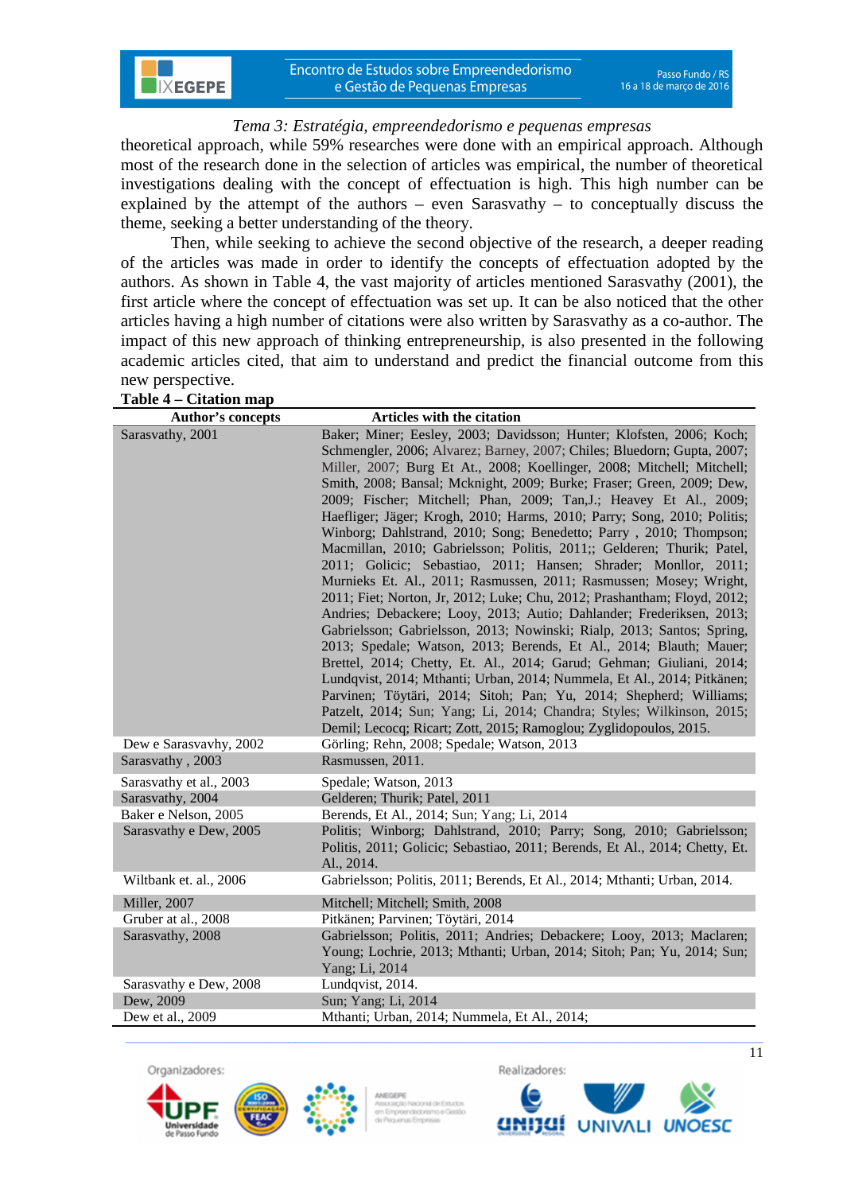*Tema 3: Estratégia, empreendedorismo e pequenas empresas*

theoretical approach, while 59% researches were done with an empirical approach. Although most of the research done in the selection of articles was empirical, the number of theoretical investigations dealing with the concept of effectuation is high. This high number can be explained by the attempt of the authors – even Sarasvathy – to conceptually discuss the theme, seeking a better understanding of the theory.

Then, while seeking to achieve the second objective of the research, a deeper reading of the articles was made in order to identify the concepts of effectuation adopted by the authors. As shown in Table 4, the vast majority of articles mentioned Sarasvathy (2001), the first article where the concept of effectuation was set up. It can be also noticed that the other articles having a high number of citations were also written by Sarasvathy as a co-author. The impact of this new approach of thinking entrepreneurship, is also presented in the following academic articles cited, that aim to understand and predict the financial outcome from this new perspective.

**Table 4 – Citation map**

| Author's concepts | Articles with the citation |
|---|---|
| Sarasvathy, 2001 | Baker; Miner; Eesley, 2003; Davidsson; Hunter; Klofsten, 2006; Koch; Schmengler, 2006; Alvarez; Barney, 2007; Chiles; Bluedorn; Gupta, 2007; Miller, 2007; Burg Et At., 2008; Koellinger, 2008; Mitchell; Mitchell; Smith, 2008; Bansal; Mcknight, 2009; Burke; Fraser; Green, 2009; Dew, 2009; Fischer; Mitchell; Phan, 2009; Tan,J.; Heavey Et Al., 2009; Haefliger; Jäger; Krogh, 2010; Harms, 2010; Parry; Song, 2010; Politis; Winborg; Dahlstrand, 2010; Song; Benedetto; Parry , 2010; Thompson; Macmillan, 2010; Gabrielsson; Politis, 2011;; Gelderen; Thurik; Patel, 2011; Golicic; Sebastiao, 2011; Hansen; Shrader; Monllor, 2011; Murnieks Et. Al., 2011; Rasmussen, 2011; Rasmussen; Mosey; Wright, 2011; Fiet; Norton, Jr, 2012; Luke; Chu, 2012; Prashantham; Floyd, 2012; Andries; Debackere; Looy, 2013; Autio; Dahlander; Frederiksen, 2013; Gabrielsson; Gabrielsson, 2013; Nowinski; Rialp, 2013; Santos; Spring, 2013; Spedale; Watson, 2013; Berends, Et Al., 2014; Blauth; Mauer; Brettel, 2014; Chetty, Et. Al., 2014; Garud; Gehman; Giuliani, 2014; Lundqvist, 2014; Mthanti; Urban, 2014; Nummela, Et Al., 2014; Pitkänen; Parvinen; Töytäri, 2014; Sitoh; Pan; Yu, 2014; Shepherd; Williams; Patzelt, 2014; Sun; Yang; Li, 2014; Chandra; Styles; Wilkinson, 2015; Demil; Lecocq; Ricart; Zott, 2015; Ramoglou; Zyglidopoulos, 2015. |
| Dew e Sarasvavhy, 2002 | Görling; Rehn, 2008; Spedale; Watson, 2013 |
| Sarasvathy , 2003 | Rasmussen, 2011. |
| Sarasvathy et al., 2003 | Spedale; Watson, 2013 |
| Sarasvathy, 2004 | Gelderen; Thurik; Patel, 2011 |
| Baker e Nelson, 2005 | Berends, Et Al., 2014; Sun; Yang; Li, 2014 |
| Sarasvathy e Dew, 2005 | Politis; Winborg; Dahlstrand, 2010; Parry; Song, 2010; Gabrielsson; Politis, 2011; Golicic; Sebastiao, 2011; Berends, Et Al., 2014; Chetty, Et. Al., 2014. |
| Wiltbank et. al., 2006 | Gabrielsson; Politis, 2011; Berends, Et Al., 2014; Mthanti; Urban, 2014. |
| Miller, 2007 | Mitchell; Mitchell; Smith, 2008 |
| Gruber at al., 2008 | Pitkänen; Parvinen; Töytäri, 2014 |
| Sarasvathy, 2008 | Gabrielsson; Politis, 2011; Andries; Debackere; Looy, 2013; Maclaren; Young; Lochrie, 2013; Mthanti; Urban, 2014; Sitoh; Pan; Yu, 2014; Sun; Yang; Li, 2014 |
| Sarasvathy e Dew, 2008 | Lundqvist, 2014. |
| Dew, 2009 | Sun; Yang; Li, 2014 |
| Dew et al., 2009 | Mthanti; Urban, 2014; Nummela, Et Al., 2014; |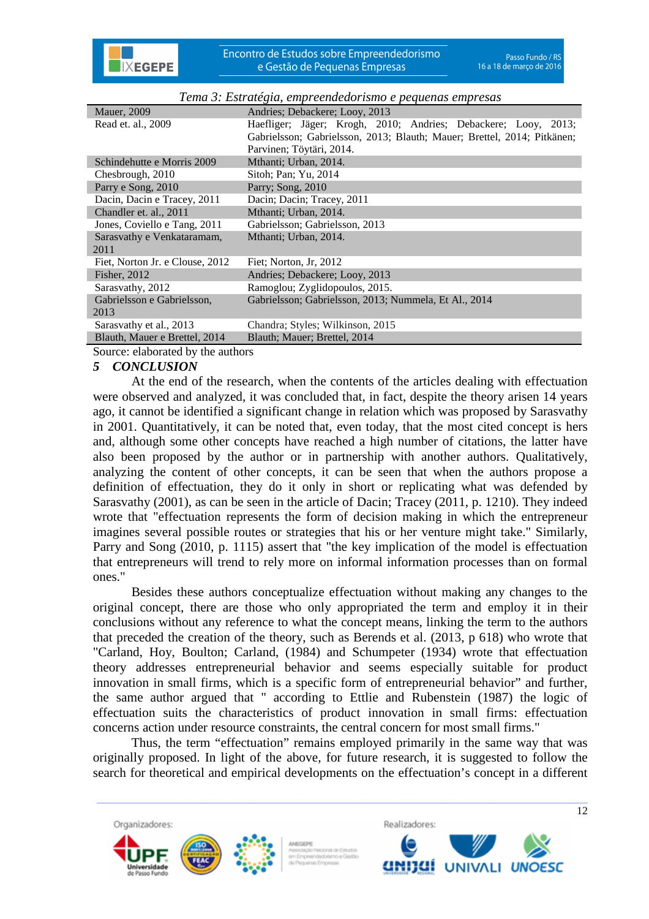*Tema 3: Estratégia, empreendedorismo e pequenas empresas*

| | |
|---|---|
| Mauer, 2009 | Andries; Debackere; Looy, 2013 |
| Read et. al., 2009 | Haefliger; Jäger; Krogh, 2010; Andries; Debackere; Looy, 2013; Gabrielsson; Gabrielsson, 2013; Blauth; Mauer; Brettel, 2014; Pitkänen; Parvinen; Töytäri, 2014. |
| Schindehutte e Morris 2009 | Mthanti; Urban, 2014. |
| Chesbrough, 2010 | Sitoh; Pan; Yu, 2014 |
| Parry e Song, 2010 | Parry; Song, 2010 |
| Dacin, Dacin e Tracey, 2011 | Dacin; Dacin; Tracey, 2011 |
| Chandler et. al., 2011 | Mthanti; Urban, 2014. |
| Jones, Coviello e Tang, 2011 | Gabrielsson; Gabrielsson, 2013 |
| Sarasvathy e Venkataramam, 2011 | Mthanti; Urban, 2014. |
| Fiet, Norton Jr. e Clouse, 2012 | Fiet; Norton, Jr, 2012 |
| Fisher, 2012 | Andries; Debackere; Looy, 2013 |
| Sarasvathy, 2012 | Ramoglou; Zyglidopoulos, 2015. |
| Gabrielsson e Gabrielsson, 2013 | Gabrielsson; Gabrielsson, 2013; Nummela, Et Al., 2014 |
| Sarasvathy et al., 2013 | Chandra; Styles; Wilkinson, 2015 |
| Blauth, Mauer e Brettel, 2014 | Blauth; Mauer; Brettel, 2014 |

Source: elaborated by the authors

## 5 CONCLUSION

At the end of the research, when the contents of the articles dealing with effectuation were observed and analyzed, it was concluded that, in fact, despite the theory arisen 14 years ago, it cannot be identified a significant change in relation which was proposed by Sarasvathy in 2001. Quantitatively, it can be noted that, even today, that the most cited concept is hers and, although some other concepts have reached a high number of citations, the latter have also been proposed by the author or in partnership with another authors. Qualitatively, analyzing the content of other concepts, it can be seen that when the authors propose a definition of effectuation, they do it only in short or replicating what was defended by Sarasvathy (2001), as can be seen in the article of Dacin; Tracey (2011, p. 1210). They indeed wrote that "effectuation represents the form of decision making in which the entrepreneur imagines several possible routes or strategies that his or her venture might take." Similarly, Parry and Song (2010, p. 1115) assert that "the key implication of the model is effectuation that entrepreneurs will trend to rely more on informal information processes than on formal ones."

Besides these authors conceptualize effectuation without making any changes to the original concept, there are those who only appropriated the term and employ it in their conclusions without any reference to what the concept means, linking the term to the authors that preceded the creation of the theory, such as Berends et al. (2013, p 618) who wrote that "Carland, Hoy, Boulton; Carland, (1984) and Schumpeter (1934) wrote that effectuation theory addresses entrepreneurial behavior and seems especially suitable for product innovation in small firms, which is a specific form of entrepreneurial behavior" and further, the same author argued that " according to Ettlie and Rubenstein (1987) the logic of effectuation suits the characteristics of product innovation in small firms: effectuation concerns action under resource constraints, the central concern for most small firms."

Thus, the term "effectuation" remains employed primarily in the same way that was originally proposed. In light of the above, for future research, it is suggested to follow the search for theoretical and empirical developments on the effectuation's concept in a different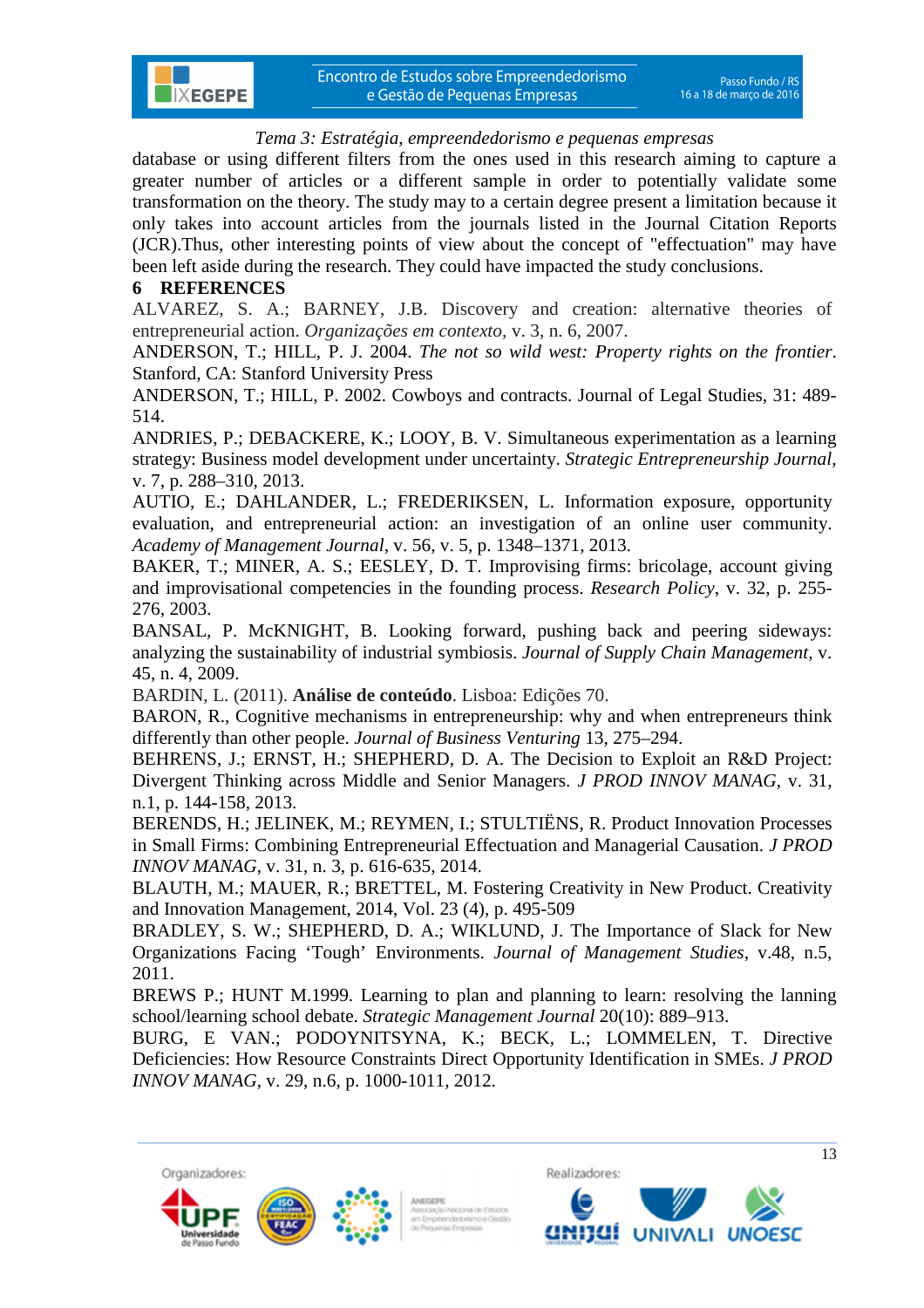database or using different filters from the ones used in this research aiming to capture a greater number of articles or a different sample in order to potentially validate some transformation on the theory. The study may to a certain degree present a limitation because it only takes into account articles from the journals listed in the Journal Citation Reports (JCR).Thus, other interesting points of view about the concept of "effectuation" may have been left aside during the research. They could have impacted the study conclusions.

## 6 REFERENCES

ALVAREZ, S. A.; BARNEY, J.B. Discovery and creation: alternative theories of entrepreneurial action. *Organizações em contexto*, v. 3, n. 6, 2007.

ANDERSON, T.; HILL, P. J. 2004. *The not so wild west: Property rights on the frontier*. Stanford, CA: Stanford University Press

ANDERSON, T.; HILL, P. 2002. Cowboys and contracts. Journal of Legal Studies, 31: 489-514.

ANDRIES, P.; DEBACKERE, K.; LOOY, B. V. Simultaneous experimentation as a learning strategy: Business model development under uncertainty. *Strategic Entrepreneurship Journal*, v. 7, p. 288–310, 2013.

AUTIO, E.; DAHLANDER, L.; FREDERIKSEN, L. Information exposure, opportunity evaluation, and entrepreneurial action: an investigation of an online user community. *Academy of Management Journal*, v. 56, v. 5, p. 1348–1371, 2013.

BAKER, T.; MINER, A. S.; EESLEY, D. T. Improvising firms: bricolage, account giving and improvisational competencies in the founding process. *Research Policy*, v. 32, p. 255-276, 2003.

BANSAL, P. McKNIGHT, B. Looking forward, pushing back and peering sideways: analyzing the sustainability of industrial symbiosis. *Journal of Supply Chain Management*, v. 45, n. 4, 2009.

BARDIN, L. (2011). **Análise de conteúdo**. Lisboa: Edições 70.

BARON, R., Cognitive mechanisms in entrepreneurship: why and when entrepreneurs think differently than other people. *Journal of Business Venturing* 13, 275–294.

BEHRENS, J.; ERNST, H.; SHEPHERD, D. A. The Decision to Exploit an R&D Project: Divergent Thinking across Middle and Senior Managers. *J PROD INNOV MANAG*, v. 31, n.1, p. 144-158, 2013.

BERENDS, H.; JELINEK, M.; REYMEN, I.; STULTIËNS, R. Product Innovation Processes in Small Firms: Combining Entrepreneurial Effectuation and Managerial Causation. *J PROD INNOV MANAG*, v. 31, n. 3, p. 616-635, 2014.

BLAUTH, M.; MAUER, R.; BRETTEL, M. Fostering Creativity in New Product. Creativity and Innovation Management, 2014, Vol. 23 (4), p. 495-509

BRADLEY, S. W.; SHEPHERD, D. A.; WIKLUND, J. The Importance of Slack for New Organizations Facing 'Tough' Environments. *Journal of Management Studies*, v.48, n.5, 2011.

BREWS P.; HUNT M.1999. Learning to plan and planning to learn: resolving the lanning school/learning school debate. *Strategic Management Journal* 20(10): 889–913.

BURG, E VAN.; PODOYNITSYNA, K.; BECK, L.; LOMMELEN, T. Directive Deficiencies: How Resource Constraints Direct Opportunity Identification in SMEs. *J PROD INNOV MANAG*, v. 29, n.6, p. 1000-1011, 2012.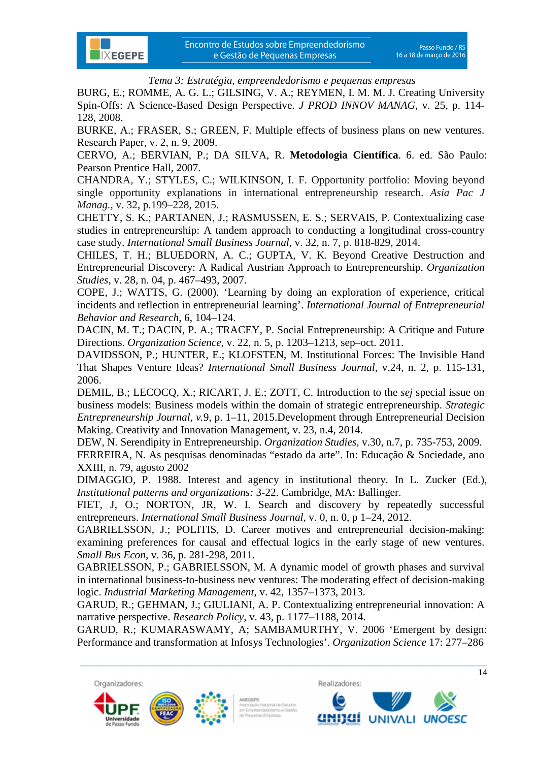*Tema 3: Estratégia, empreendedorismo e pequenas empresas*

BURG, E.; ROMME, A. G. L.; GILSING, V. A.; REYMEN, I. M. M. J. Creating University Spin-Offs: A Science-Based Design Perspective. *J PROD INNOV MANAG*, v. 25, p. 114-128, 2008.

BURKE, A.; FRASER, S.; GREEN, F. Multiple effects of business plans on new ventures. Research Paper, v. 2, n. 9, 2009.

CERVO, A.; BERVIAN, P.; DA SILVA, R. **Metodologia Científica**. 6. ed. São Paulo: Pearson Prentice Hall, 2007.

CHANDRA, Y.; STYLES, C.; WILKINSON, I. F. Opportunity portfolio: Moving beyond single opportunity explanations in international entrepreneurship research. *Asia Pac J Manag.*, v. 32, p.199–228, 2015.

CHETTY, S. K.; PARTANEN, J.; RASMUSSEN, E. S.; SERVAIS, P. Contextualizing case studies in entrepreneurship: A tandem approach to conducting a longitudinal cross-country case study. *International Small Business Journal*, v. 32, n. 7, p. 818-829, 2014.

CHILES, T. H.; BLUEDORN, A. C.; GUPTA, V. K. Beyond Creative Destruction and Entrepreneurial Discovery: A Radical Austrian Approach to Entrepreneurship. *Organization Studies*, v. 28, n. 04, p. 467–493, 2007.

COPE, J.; WATTS, G. (2000). 'Learning by doing an exploration of experience, critical incidents and reflection in entrepreneurial learning'. *International Journal of Entrepreneurial Behavior and Research*, 6, 104–124.

DACIN, M. T.; DACIN, P. A.; TRACEY, P. Social Entrepreneurship: A Critique and Future Directions. *Organization Science*, v. 22, n. 5, p. 1203–1213, sep–oct. 2011.

DAVIDSSON, P.; HUNTER, E.; KLOFSTEN, M. Institutional Forces: The Invisible Hand That Shapes Venture Ideas? *International Small Business Journal*, v.24, n. 2, p. 115-131, 2006.

DEMIL, B.; LECOCQ, X.; RICART, J. E.; ZOTT, C. Introduction to the *sej* special issue on business models: Business models within the domain of strategic entrepreneurship. *Strategic Entrepreneurship Journal*, *v*.9, p. 1–11, 2015.Development through Entrepreneurial Decision Making. Creativity and Innovation Management, v. 23, n.4, 2014.

DEW, N. Serendipity in Entrepreneurship. *Organization Studies*, v.30, n.7, p. 735-753, 2009.

FERREIRA, N. As pesquisas denominadas "estado da arte". In: Educação & Sociedade, ano XXIII, n. 79, agosto 2002

DIMAGGIO, P. 1988. Interest and agency in institutional theory. In L. Zucker (Ed.), *Institutional patterns and organizations:* 3-22. Cambridge, MA: Ballinger.

FIET, J, O.; NORTON, JR, W. I. Search and discovery by repeatedly successful entrepreneurs. *International Small Business Journal*, v. 0, n. 0, p 1–24, 2012.

GABRIELSSON, J.; POLITIS, D. Career motives and entrepreneurial decision-making: examining preferences for causal and effectual logics in the early stage of new ventures. *Small Bus Econ*, v. 36, p. 281-298, 2011.

GABRIELSSON, P.; GABRIELSSON, M. A dynamic model of growth phases and survival in international business-to-business new ventures: The moderating effect of decision-making logic. *Industrial Marketing Management*, v. 42, 1357–1373, 2013.

GARUD, R.; GEHMAN, J.; GIULIANI, A. P. Contextualizing entrepreneurial innovation: A narrative perspective. *Research Policy*, v. 43, p. 1177–1188, 2014.

GARUD, R.; KUMARASWAMY, A; SAMBAMURTHY, V. 2006 'Emergent by design: Performance and transformation at Infosys Technologies'. *Organization Science* 17: 277–286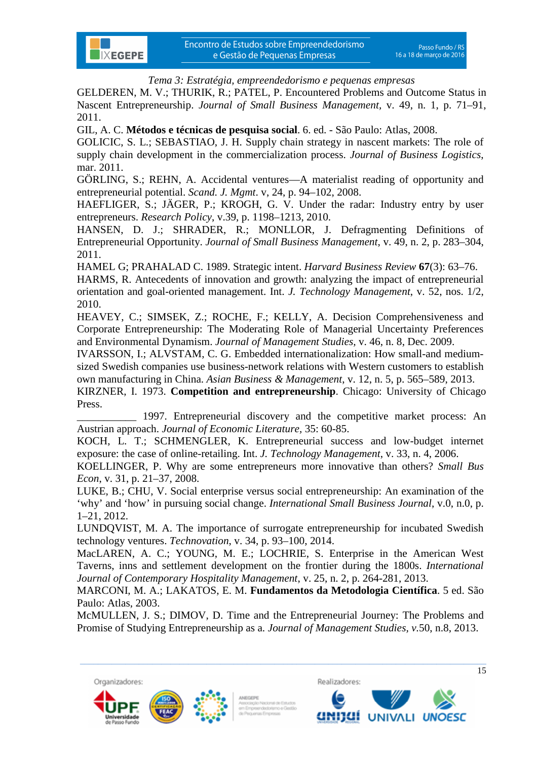*Tema 3: Estratégia, empreendedorismo e pequenas empresas*

GELDEREN, M. V.; THURIK, R.; PATEL, P. Encountered Problems and Outcome Status in Nascent Entrepreneurship. *Journal of Small Business Management*, v. 49, n. 1, p. 71–91, 2011.

GIL, A. C. **Métodos e técnicas de pesquisa social**. 6. ed. - São Paulo: Atlas, 2008.

GOLICIC, S. L.; SEBASTIAO, J. H. Supply chain strategy in nascent markets: The role of supply chain development in the commercialization process. *Journal of Business Logistics*, mar. 2011.

GÖRLING, S.; REHN, A. Accidental ventures—A materialist reading of opportunity and entrepreneurial potential. *Scand. J. Mgmt*. v, 24, p. 94–102, 2008.

HAEFLIGER, S.; JÄGER, P.; KROGH, G. V. Under the radar: Industry entry by user entrepreneurs. *Research Policy*, v.39, p. 1198–1213, 2010.

HANSEN, D. J.; SHRADER, R.; MONLLOR, J. Defragmenting Definitions of Entrepreneurial Opportunity. *Journal of Small Business Management*, v. 49, n. 2, p. 283–304, 2011.

HAMEL G; PRAHALAD C. 1989. Strategic intent. *Harvard Business Review* **67**(3): 63–76.

HARMS, R. Antecedents of innovation and growth: analyzing the impact of entrepreneurial orientation and goal-oriented management. Int. *J. Technology Management*, v. 52, nos. 1/2, 2010.

HEAVEY, C.; SIMSEK, Z.; ROCHE, F.; KELLY, A. Decision Comprehensiveness and Corporate Entrepreneurship: The Moderating Role of Managerial Uncertainty Preferences and Environmental Dynamism. *Journal of Management Studies*, v. 46, n. 8, Dec. 2009.

IVARSSON, I.; ALVSTAM, C. G. Embedded internationalization: How small-and medium-sized Swedish companies use business-network relations with Western customers to establish own manufacturing in China. *Asian Business & Management*, v. 12, n. 5, p. 565–589, 2013.

KIRZNER, I. 1973. **Competition and entrepreneurship**. Chicago: University of Chicago Press.

___________ 1997. Entrepreneurial discovery and the competitive market process: An Austrian approach. *Journal of Economic Literature*, 35: 60-85.

KOCH, L. T.; SCHMENGLER, K. Entrepreneurial success and low-budget internet exposure: the case of online-retailing. Int. *J. Technology Management*, v. 33, n. 4, 2006.

KOELLINGER, P. Why are some entrepreneurs more innovative than others? *Small Bus Econ*, v. 31, p. 21–37, 2008.

LUKE, B.; CHU, V. Social enterprise versus social entrepreneurship: An examination of the 'why' and 'how' in pursuing social change. *International Small Business Journal*, v.0, n.0, p. 1–21, 2012.

LUNDQVIST, M. A. The importance of surrogate entrepreneurship for incubated Swedish technology ventures. *Technovation*, v. 34, p. 93–100, 2014.

MacLAREN, A. C.; YOUNG, M. E.; LOCHRIE, S. Enterprise in the American West Taverns, inns and settlement development on the frontier during the 1800s. *International Journal of Contemporary Hospitality Management*, v. 25, n. 2, p. 264-281, 2013.

MARCONI, M. A.; LAKATOS, E. M. **Fundamentos da Metodologia Científica**. 5 ed. São Paulo: Atlas, 2003.

McMULLEN, J. S.; DIMOV, D. Time and the Entrepreneurial Journey: The Problems and Promise of Studying Entrepreneurship as a. *Journal of Management Studies*, *v*.50, n.8, 2013.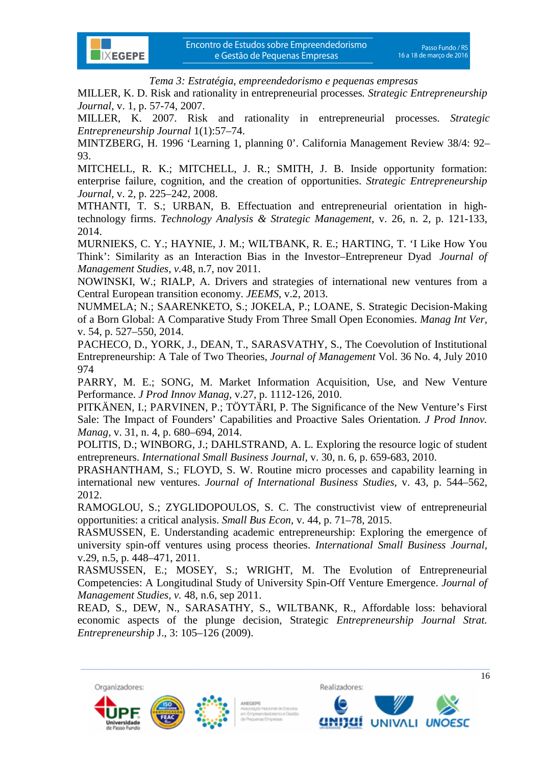MILLER, K. D. Risk and rationality in entrepreneurial processes. *Strategic Entrepreneurship Journal*, v. 1, p. 57-74, 2007.

MILLER, K. 2007. Risk and rationality in entrepreneurial processes. *Strategic Entrepreneurship Journal* 1(1):57–74.

MINTZBERG, H. 1996 'Learning 1, planning 0'. California Management Review 38/4: 92–93.

MITCHELL, R. K.; MITCHELL, J. R.; SMITH, J. B. Inside opportunity formation: enterprise failure, cognition, and the creation of opportunities. *Strategic Entrepreneurship Journal*, v. 2, p. 225–242, 2008.

MTHANTI, T. S.; URBAN, B. Effectuation and entrepreneurial orientation in high-technology firms. *Technology Analysis & Strategic Management*, v. 26, n. 2, p. 121-133, 2014.

MURNIEKS, C. Y.; HAYNIE, J. M.; WILTBANK, R. E.; HARTING, T. 'I Like How You Think': Similarity as an Interaction Bias in the Investor–Entrepreneur Dyad *Journal of Management Studies*, *v.*48, n.7, nov 2011.

NOWINSKI, W.; RIALP, A. Drivers and strategies of international new ventures from a Central European transition economy. *JEEMS*, v.2, 2013.

NUMMELA; N.; SAARENKETO, S.; JOKELA, P.; LOANE, S. Strategic Decision-Making of a Born Global: A Comparative Study From Three Small Open Economies. *Manag Int Ver*, v. 54, p. 527–550, 2014.

PACHECO, D., YORK, J., DEAN, T., SARASVATHY, S., The Coevolution of Institutional Entrepreneurship: A Tale of Two Theories, *Journal of Management* Vol. 36 No. 4, July 2010 974

PARRY, M. E.; SONG, M. Market Information Acquisition, Use, and New Venture Performance. *J Prod Innov Manag*, v.27, p. 1112-126, 2010.

PITKÄNEN, I.; PARVINEN, P.; TÖYTÄRI, P. The Significance of the New Venture's First Sale: The Impact of Founders' Capabilities and Proactive Sales Orientation. *J Prod Innov. Manag*, v. 31, n. 4, p. 680–694, 2014.

POLITIS, D.; WINBORG, J.; DAHLSTRAND, A. L. Exploring the resource logic of student entrepreneurs. *International Small Business Journal*, v. 30, n. 6, p. 659-683, 2010.

PRASHANTHAM, S.; FLOYD, S. W. Routine micro processes and capability learning in international new ventures. *Journal of International Business Studies*, v. 43, p. 544–562, 2012.

RAMOGLOU, S.; ZYGLIDOPOULOS, S. C. The constructivist view of entrepreneurial opportunities: a critical analysis. *Small Bus Econ*, v. 44, p. 71–78, 2015.

RASMUSSEN, E. Understanding academic entrepreneurship: Exploring the emergence of university spin-off ventures using process theories. *International Small Business Journal*, v.29, n.5, p. 448–471, 2011.

RASMUSSEN, E.; MOSEY, S.; WRIGHT, M. The Evolution of Entrepreneurial Competencies: A Longitudinal Study of University Spin-Off Venture Emergence. *Journal of Management Studies*, *v.* 48, n.6, sep 2011.

READ, S., DEW, N., SARASATHY, S., WILTBANK, R., Affordable loss: behavioral economic aspects of the plunge decision, Strategic *Entrepreneurship Journal Strat. Entrepreneurship* J., 3: 105–126 (2009).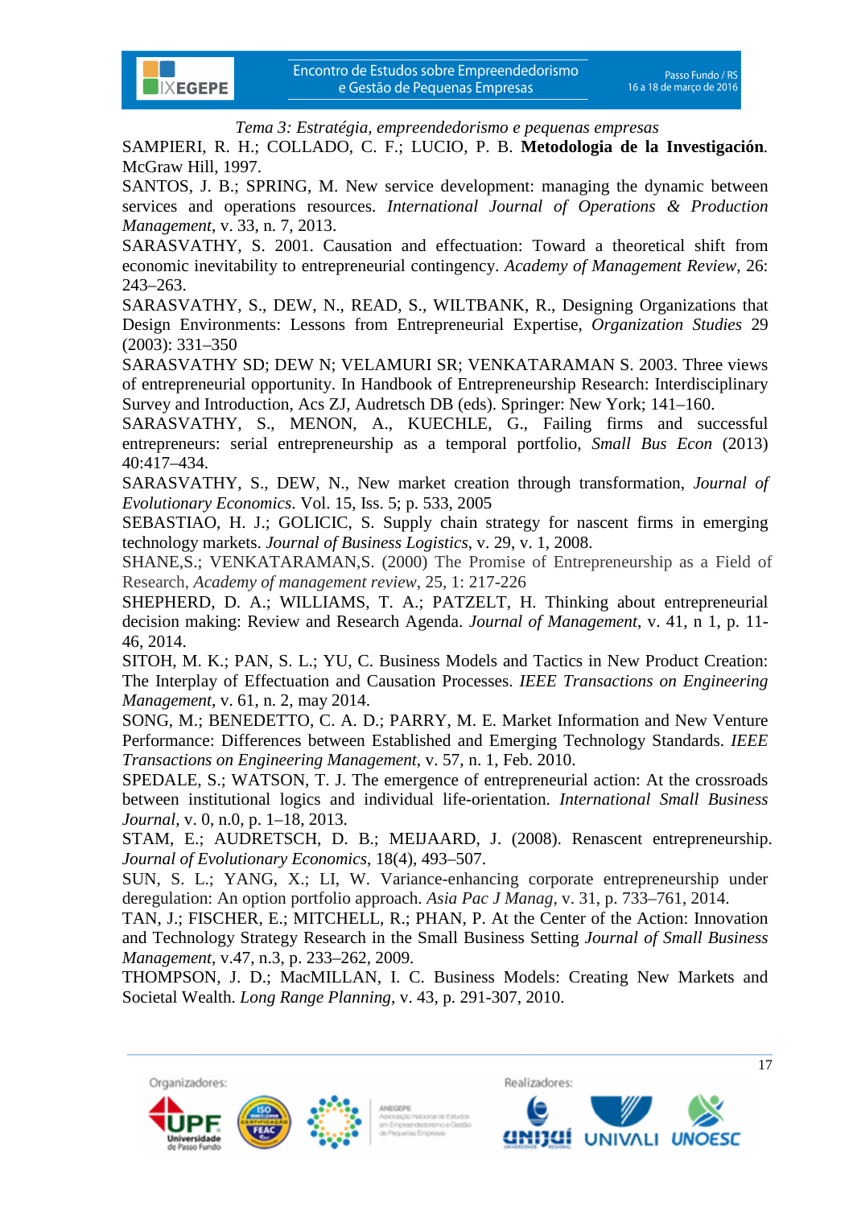SAMPIERI, R. H.; COLLADO, C. F.; LUCIO, P. B. **Metodologia de la Investigación**. McGraw Hill, 1997.

SANTOS, J. B.; SPRING, M. New service development: managing the dynamic between services and operations resources. *International Journal of Operations & Production Management*, v. 33, n. 7, 2013.

SARASVATHY, S. 2001. Causation and effectuation: Toward a theoretical shift from economic inevitability to entrepreneurial contingency. *Academy of Management Review*, 26: 243–263.

SARASVATHY, S., DEW, N., READ, S., WILTBANK, R., Designing Organizations that Design Environments: Lessons from Entrepreneurial Expertise, *Organization Studies* 29 (2003): 331–350

SARASVATHY SD; DEW N; VELAMURI SR; VENKATARAMAN S. 2003. Three views of entrepreneurial opportunity. In Handbook of Entrepreneurship Research: Interdisciplinary Survey and Introduction, Acs ZJ, Audretsch DB (eds). Springer: New York; 141–160.

SARASVATHY, S., MENON, A., KUECHLE, G., Failing firms and successful entrepreneurs: serial entrepreneurship as a temporal portfolio, *Small Bus Econ* (2013) 40:417–434.

SARASVATHY, S., DEW, N., New market creation through transformation, *Journal of Evolutionary Economics*. Vol. 15, Iss. 5; p. 533, 2005

SEBASTIAO, H. J.; GOLICIC, S. Supply chain strategy for nascent firms in emerging technology markets. *Journal of Business Logistics*, v. 29, v. 1, 2008.

SHANE,S.; VENKATARAMAN,S. (2000) The Promise of Entrepreneurship as a Field of Research, *Academy of management review*, 25, 1: 217-226

SHEPHERD, D. A.; WILLIAMS, T. A.; PATZELT, H. Thinking about entrepreneurial decision making: Review and Research Agenda. *Journal of Management*, v. 41, n 1, p. 11-46, 2014.

SITOH, M. K.; PAN, S. L.; YU, C. Business Models and Tactics in New Product Creation: The Interplay of Effectuation and Causation Processes. *IEEE Transactions on Engineering Management*, v. 61, n. 2, may 2014.

SONG, M.; BENEDETTO, C. A. D.; PARRY, M. E. Market Information and New Venture Performance: Differences between Established and Emerging Technology Standards. *IEEE Transactions on Engineering Management*, v. 57, n. 1, Feb. 2010.

SPEDALE, S.; WATSON, T. J. The emergence of entrepreneurial action: At the crossroads between institutional logics and individual life-orientation. *International Small Business Journal*, v. 0, n.0, p. 1–18, 2013.

STAM, E.; AUDRETSCH, D. B.; MEIJAARD, J. (2008). Renascent entrepreneurship. *Journal of Evolutionary Economics*, 18(4), 493–507.

SUN, S. L.; YANG, X.; LI, W. Variance-enhancing corporate entrepreneurship under deregulation: An option portfolio approach. *Asia Pac J Manag*, v. 31, p. 733–761, 2014.

TAN, J.; FISCHER, E.; MITCHELL, R.; PHAN, P. At the Center of the Action: Innovation and Technology Strategy Research in the Small Business Setting *Journal of Small Business Management*, v.47, n.3, p. 233–262, 2009.

THOMPSON, J. D.; MacMILLAN, I. C. Business Models: Creating New Markets and Societal Wealth. *Long Range Planning*, v. 43, p. 291-307, 2010.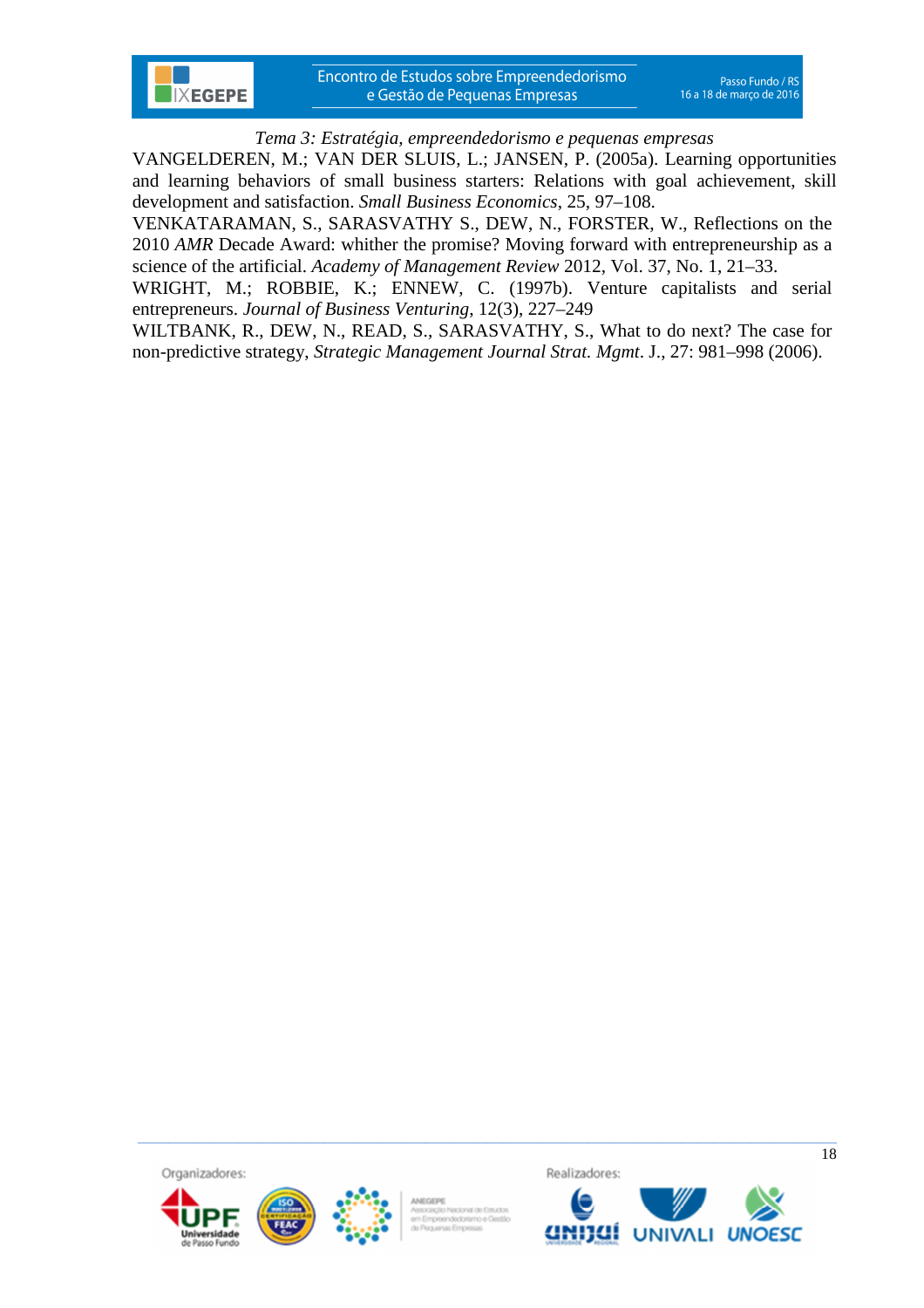VANGELDEREN, M.; VAN DER SLUIS, L.; JANSEN, P. (2005a). Learning opportunities and learning behaviors of small business starters: Relations with goal achievement, skill development and satisfaction. *Small Business Economics*, 25, 97–108.

VENKATARAMAN, S., SARASVATHY S., DEW, N., FORSTER, W., Reflections on the 2010 *AMR* Decade Award: whither the promise? Moving forward with entrepreneurship as a science of the artificial. *Academy of Management Review* 2012, Vol. 37, No. 1, 21–33.

WRIGHT, M.; ROBBIE, K.; ENNEW, C. (1997b). Venture capitalists and serial entrepreneurs. *Journal of Business Venturing*, 12(3), 227–249

WILTBANK, R., DEW, N., READ, S., SARASVATHY, S., What to do next? The case for non-predictive strategy, *Strategic Management Journal Strat. Mgmt*. J., 27: 981–998 (2006).